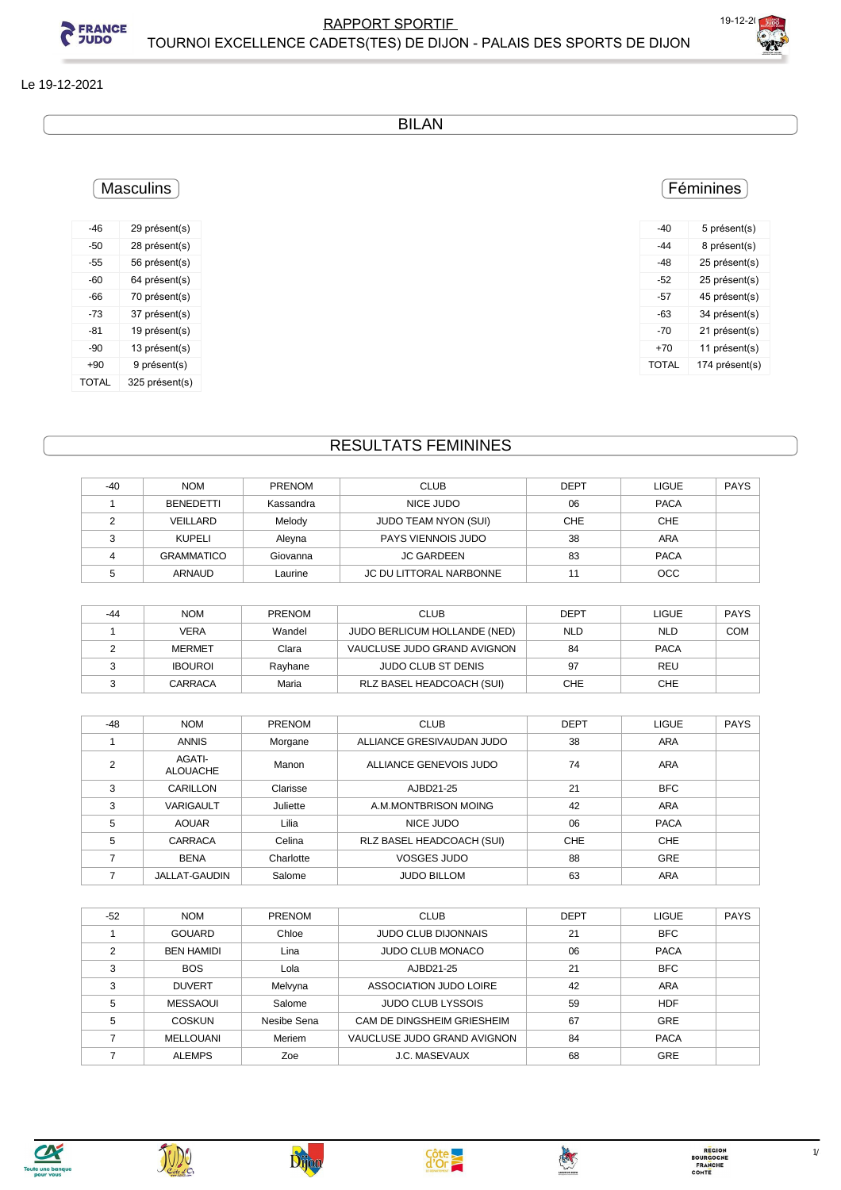# RAPPORT SPORTIF

## TOURNOI EXCELLENCE CADETS(TES) DE DIJON - PALAIS DES SPORTS DE DIJON

Le 19-12-2021

## BILAN

### Masculins

| -46 | 29 présent(s) |
|---|---|
| -50 | 28 présent(s) |
| -55 | 56 présent(s) |
| -60 | 64 présent(s) |
| -66 | 70 présent(s) |
| -73 | 37 présent(s) |
| -81 | 19 présent(s) |
| -90 | 13 présent(s) |
| +90 | 9 présent(s) |
| TOTAL | 325 présent(s) |

### Féminines

| -40 | 5 présent(s) |
|---|---|
| -44 | 8 présent(s) |
| -48 | 25 présent(s) |
| -52 | 25 présent(s) |
| -57 | 45 présent(s) |
| -63 | 34 présent(s) |
| -70 | 21 présent(s) |
| +70 | 11 présent(s) |
| TOTAL | 174 présent(s) |

## RESULTATS FEMININES

| -40 | NOM | PRENOM | CLUB | DEPT | LIGUE | PAYS |
|---|---|---|---|---|---|---|
| 1 | BENEDETTI | Kassandra | NICE JUDO | 06 | PACA | |
| 2 | VEILLARD | Melody | JUDO TEAM NYON (SUI) | CHE | CHE | |
| 3 | KUPELI | Aleyna | PAYS VIENNOIS JUDO | 38 | ARA | |
| 4 | GRAMMATICO | Giovanna | JC GARDEEN | 83 | PACA | |
| 5 | ARNAUD | Laurine | JC DU LITTORAL NARBONNE | 11 | OCC | |

| -44 | NOM | PRENOM | CLUB | DEPT | LIGUE | PAYS |
|---|---|---|---|---|---|---|
| 1 | VERA | Wandel | JUDO BERLICUM HOLLANDE (NED) | NLD | NLD | COM |
| 2 | MERMET | Clara | VAUCLUSE JUDO GRAND AVIGNON | 84 | PACA | |
| 3 | IBOUROI | Rayhane | JUDO CLUB ST DENIS | 97 | REU | |
| 3 | CARRACA | Maria | RLZ BASEL HEADCOACH (SUI) | CHE | CHE | |

| -48 | NOM | PRENOM | CLUB | DEPT | LIGUE | PAYS |
|---|---|---|---|---|---|---|
| 1 | ANNIS | Morgane | ALLIANCE GRESIVAUDAN JUDO | 38 | ARA | |
| 2 | AGATI-ALOUACHE | Manon | ALLIANCE GENEVOIS JUDO | 74 | ARA | |
| 3 | CARILLON | Clarisse | AJBD21-25 | 21 | BFC | |
| 3 | VARIGAULT | Juliette | A.M.MONTBRISON MOING | 42 | ARA | |
| 5 | AOUAR | Lilia | NICE JUDO | 06 | PACA | |
| 5 | CARRACA | Celina | RLZ BASEL HEADCOACH (SUI) | CHE | CHE | |
| 7 | BENA | Charlotte | VOSGES JUDO | 88 | GRE | |
| 7 | JALLAT-GAUDIN | Salome | JUDO BILLOM | 63 | ARA | |

| -52 | NOM | PRENOM | CLUB | DEPT | LIGUE | PAYS |
|---|---|---|---|---|---|---|
| 1 | GOUARD | Chloe | JUDO CLUB DIJONNAIS | 21 | BFC | |
| 2 | BEN HAMIDI | Lina | JUDO CLUB MONACO | 06 | PACA | |
| 3 | BOS | Lola | AJBD21-25 | 21 | BFC | |
| 3 | DUVERT | Melvyna | ASSOCIATION JUDO LOIRE | 42 | ARA | |
| 5 | MESSAOUI | Salome | JUDO CLUB LYSSOIS | 59 | HDF | |
| 5 | COSKUN | Nesibe Sena | CAM DE DINGSHEIM GRIESHEIM | 67 | GRE | |
| 7 | MELLOUANI | Meriem | VAUCLUSE JUDO GRAND AVIGNON | 84 | PACA | |
| 7 | ALEMPS | Zoe | J.C. MASEVAUX | 68 | GRE | |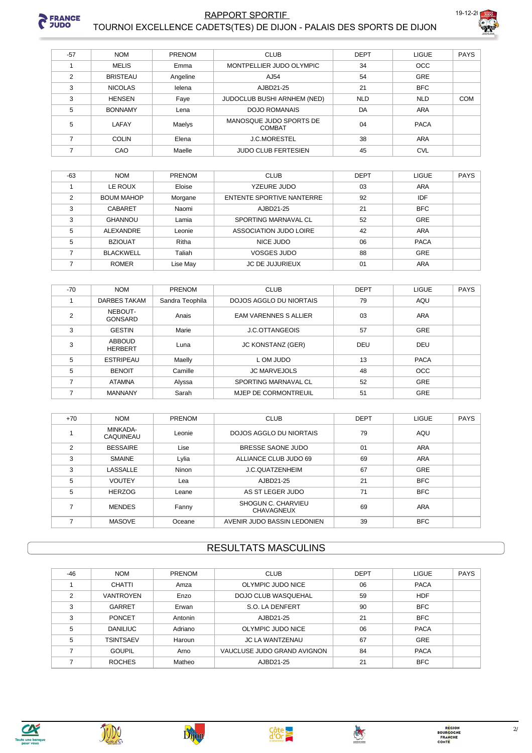| -57 | NOM | PRENOM | CLUB | DEPT | LIGUE | PAYS |
|---|---|---|---|---|---|---|
| 1 | MELIS | Emma | MONTPELLIER JUDO OLYMPIC | 34 | OCC | |
| 2 | BRISTEAU | Angeline | AJ54 | 54 | GRE | |
| 3 | NICOLAS | Ielena | AJBD21-25 | 21 | BFC | |
| 3 | HENSEN | Faye | JUDOCLUB BUSHI ARNHEM (NED) | NLD | NLD | COM |
| 5 | BONNAMY | Lena | DOJO ROMANAIS | DA | ARA | |
| 5 | LAFAY | Maelys | MANOSQUE JUDO SPORTS DE COMBAT | 04 | PACA | |
| 7 | COLIN | Elena | J.C.MORESTEL | 38 | ARA | |
| 7 | CAO | Maelle | JUDO CLUB FERTESIEN | 45 | CVL | |

| -63 | NOM | PRENOM | CLUB | DEPT | LIGUE | PAYS |
|---|---|---|---|---|---|---|
| 1 | LE ROUX | Eloise | YZEURE JUDO | 03 | ARA | |
| 2 | BOUM MAHOP | Morgane | ENTENTE SPORTIVE NANTERRE | 92 | IDF | |
| 3 | CABARET | Naomi | AJBD21-25 | 21 | BFC | |
| 3 | GHANNOU | Lamia | SPORTING MARNAVAL CL | 52 | GRE | |
| 5 | ALEXANDRE | Leonie | ASSOCIATION JUDO LOIRE | 42 | ARA | |
| 5 | BZIOUAT | Ritha | NICE JUDO | 06 | PACA | |
| 7 | BLACKWELL | Taliah | VOSGES JUDO | 88 | GRE | |
| 7 | ROMER | Lise May | JC DE JUJURIEUX | 01 | ARA | |

| -70 | NOM | PRENOM | CLUB | DEPT | LIGUE | PAYS |
|---|---|---|---|---|---|---|
| 1 | DARBES TAKAM | Sandra Teophila | DOJOS AGGLO DU NIORTAIS | 79 | AQU | |
| 2 | NEBOUT-GONSARD | Anais | EAM VARENNES S ALLIER | 03 | ARA | |
| 3 | GESTIN | Marie | J.C.OTTANGEOIS | 57 | GRE | |
| 3 | ABBOUD HERBERT | Luna | JC KONSTANZ (GER) | DEU | DEU | |
| 5 | ESTRIPEAU | Maelly | L OM JUDO | 13 | PACA | |
| 5 | BENOIT | Camille | JC MARVEJOLS | 48 | OCC | |
| 7 | ATAMNA | Alyssa | SPORTING MARNAVAL CL | 52 | GRE | |
| 7 | MANNANY | Sarah | MJEP DE CORMONTREUIL | 51 | GRE | |

| +70 | NOM | PRENOM | CLUB | DEPT | LIGUE | PAYS |
|---|---|---|---|---|---|---|
| 1 | MINKADA-CAQUINEAU | Leonie | DOJOS AGGLO DU NIORTAIS | 79 | AQU | |
| 2 | BESSAIRE | Lise | BRESSE SAONE JUDO | 01 | ARA | |
| 3 | SMAINE | Lylia | ALLIANCE CLUB JUDO 69 | 69 | ARA | |
| 3 | LASSALLE | Ninon | J.C.QUATZENHEIM | 67 | GRE | |
| 5 | VOUTEY | Lea | AJBD21-25 | 21 | BFC | |
| 5 | HERZOG | Leane | AS ST LEGER JUDO | 71 | BFC | |
| 7 | MENDES | Fanny | SHOGUN C. CHARVIEU CHAVAGNEUX | 69 | ARA | |
| 7 | MASOVE | Oceane | AVENIR JUDO BASSIN LEDONIEN | 39 | BFC | |

## RESULTATS MASCULINS

| -46 | NOM | PRENOM | CLUB | DEPT | LIGUE | PAYS |
|---|---|---|---|---|---|---|
| 1 | CHATTI | Amza | OLYMPIC JUDO NICE | 06 | PACA | |
| 2 | VANTROYEN | Enzo | DOJO CLUB WASQUEHAL | 59 | HDF | |
| 3 | GARRET | Erwan | S.O. LA DENFERT | 90 | BFC | |
| 3 | PONCET | Antonin | AJBD21-25 | 21 | BFC | |
| 5 | DANILIUC | Adriano | OLYMPIC JUDO NICE | 06 | PACA | |
| 5 | TSINTSAEV | Haroun | JC LA WANTZENAU | 67 | GRE | |
| 7 | GOUPIL | Arno | VAUCLUSE JUDO GRAND AVIGNON | 84 | PACA | |
| 7 | ROCHES | Matheo | AJBD21-25 | 21 | BFC | |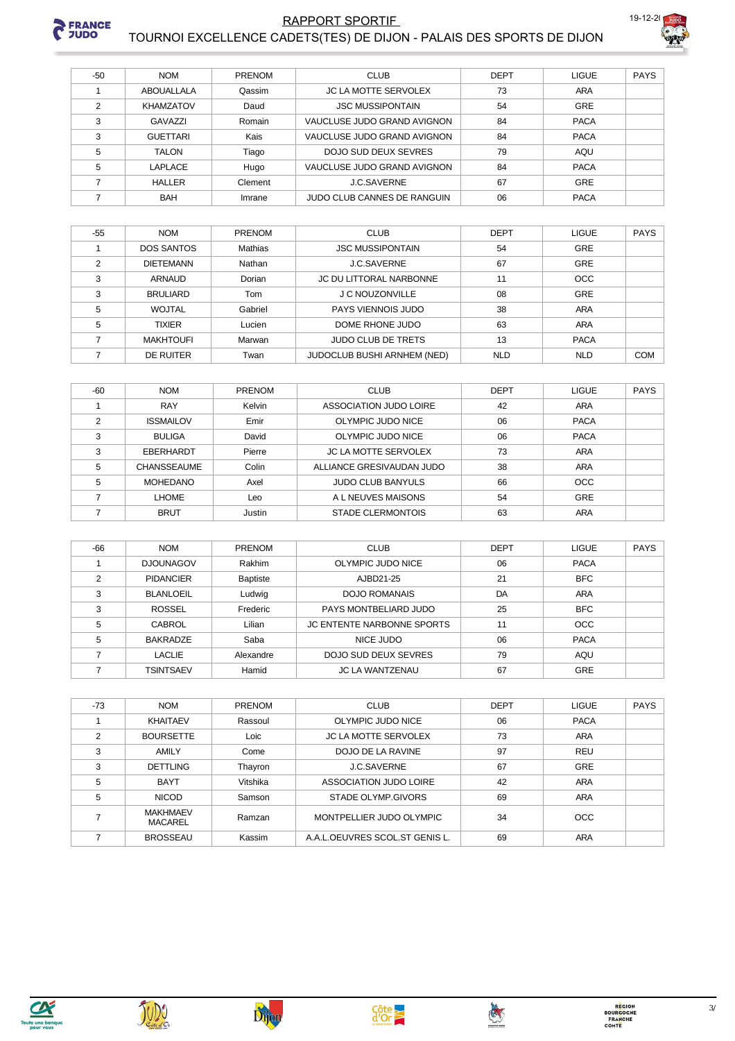# RAPPORT SPORTIF

## TOURNOI EXCELLENCE CADETS(TES) DE DIJON - PALAIS DES SPORTS DE DIJON

| -50 | NOM | PRENOM | CLUB | DEPT | LIGUE | PAYS |
|---|---|---|---|---|---|---|
| 1 | ABOUALLALA | Qassim | JC LA MOTTE SERVOLEX | 73 | ARA | |
| 2 | KHAMZATOV | Daud | JSC MUSSIPONTAIN | 54 | GRE | |
| 3 | GAVAZZI | Romain | VAUCLUSE JUDO GRAND AVIGNON | 84 | PACA | |
| 3 | GUETTARI | Kais | VAUCLUSE JUDO GRAND AVIGNON | 84 | PACA | |
| 5 | TALON | Tiago | DOJO SUD DEUX SEVRES | 79 | AQU | |
| 5 | LAPLACE | Hugo | VAUCLUSE JUDO GRAND AVIGNON | 84 | PACA | |
| 7 | HALLER | Clement | J.C.SAVERNE | 67 | GRE | |
| 7 | BAH | Imrane | JUDO CLUB CANNES DE RANGUIN | 06 | PACA | |

| -55 | NOM | PRENOM | CLUB | DEPT | LIGUE | PAYS |
|---|---|---|---|---|---|---|
| 1 | DOS SANTOS | Mathias | JSC MUSSIPONTAIN | 54 | GRE | |
| 2 | DIETEMANN | Nathan | J.C.SAVERNE | 67 | GRE | |
| 3 | ARNAUD | Dorian | JC DU LITTORAL NARBONNE | 11 | OCC | |
| 3 | BRULIARD | Tom | J C NOUZONVILLE | 08 | GRE | |
| 5 | WOJTAL | Gabriel | PAYS VIENNOIS JUDO | 38 | ARA | |
| 5 | TIXIER | Lucien | DOME RHONE JUDO | 63 | ARA | |
| 7 | MAKHTOUFI | Marwan | JUDO CLUB DE TRETS | 13 | PACA | |
| 7 | DE RUITER | Twan | JUDOCLUB BUSHI ARNHEM (NED) | NLD | NLD | COM |

| -60 | NOM | PRENOM | CLUB | DEPT | LIGUE | PAYS |
|---|---|---|---|---|---|---|
| 1 | RAY | Kelvin | ASSOCIATION JUDO LOIRE | 42 | ARA | |
| 2 | ISSMAILOV | Emir | OLYMPIC JUDO NICE | 06 | PACA | |
| 3 | BULIGA | David | OLYMPIC JUDO NICE | 06 | PACA | |
| 3 | EBERHARDT | Pierre | JC LA MOTTE SERVOLEX | 73 | ARA | |
| 5 | CHANSSEAUME | Colin | ALLIANCE GRESIVAUDAN JUDO | 38 | ARA | |
| 5 | MOHEDANO | Axel | JUDO CLUB BANYULS | 66 | OCC | |
| 7 | LHOME | Leo | A L NEUVES MAISONS | 54 | GRE | |
| 7 | BRUT | Justin | STADE CLERMONTOIS | 63 | ARA | |

| -66 | NOM | PRENOM | CLUB | DEPT | LIGUE | PAYS |
|---|---|---|---|---|---|---|
| 1 | DJOUNAGOV | Rakhim | OLYMPIC JUDO NICE | 06 | PACA | |
| 2 | PIDANCIER | Baptiste | AJBD21-25 | 21 | BFC | |
| 3 | BLANLOEIL | Ludwig | DOJO ROMANAIS | DA | ARA | |
| 3 | ROSSEL | Frederic | PAYS MONTBELIARD JUDO | 25 | BFC | |
| 5 | CABROL | Lilian | JC ENTENTE NARBONNE SPORTS | 11 | OCC | |
| 5 | BAKRADZE | Saba | NICE JUDO | 06 | PACA | |
| 7 | LACLIE | Alexandre | DOJO SUD DEUX SEVRES | 79 | AQU | |
| 7 | TSINTSAEV | Hamid | JC LA WANTZENAU | 67 | GRE | |

| -73 | NOM | PRENOM | CLUB | DEPT | LIGUE | PAYS |
|---|---|---|---|---|---|---|
| 1 | KHAITAEV | Rassoul | OLYMPIC JUDO NICE | 06 | PACA | |
| 2 | BOURSETTE | Loic | JC LA MOTTE SERVOLEX | 73 | ARA | |
| 3 | AMILY | Come | DOJO DE LA RAVINE | 97 | REU | |
| 3 | DETTLING | Thayron | J.C.SAVERNE | 67 | GRE | |
| 5 | BAYT | Vitshika | ASSOCIATION JUDO LOIRE | 42 | ARA | |
| 5 | NICOD | Samson | STADE OLYMP.GIVORS | 69 | ARA | |
| 7 | MAKHMAEV MACAREL | Ramzan | MONTPELLIER JUDO OLYMPIC | 34 | OCC | |
| 7 | BROSSEAU | Kassim | A.A.L.OEUVRES SCOL.ST GENIS L. | 69 | ARA | |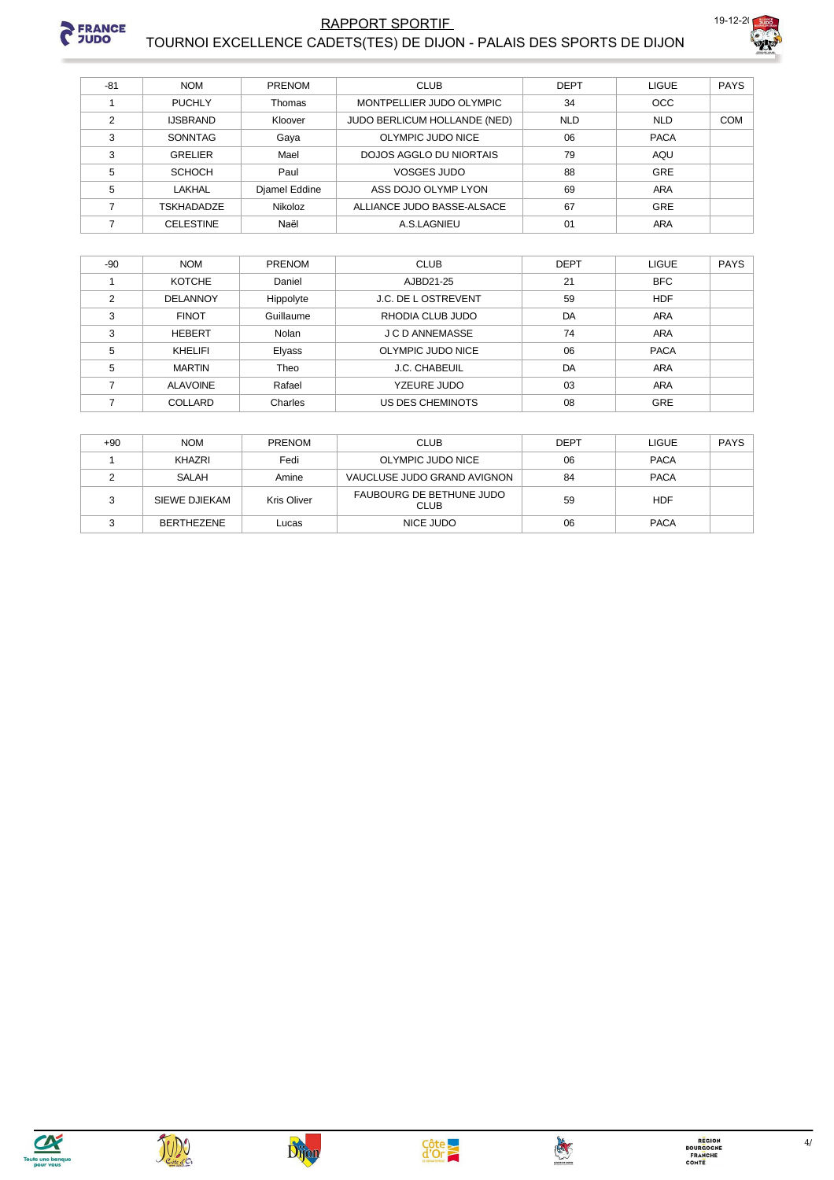| -81 | NOM | PRENOM | CLUB | DEPT | LIGUE | PAYS |
|---|---|---|---|---|---|---|
| 1 | PUCHLY | Thomas | MONTPELLIER JUDO OLYMPIC | 34 | OCC | |
| 2 | IJSBRAND | Kloover | JUDO BERLICUM HOLLANDE (NED) | NLD | NLD | COM |
| 3 | SONNTAG | Gaya | OLYMPIC JUDO NICE | 06 | PACA | |
| 3 | GRELIER | Mael | DOJOS AGGLO DU NIORTAIS | 79 | AQU | |
| 5 | SCHOCH | Paul | VOSGES JUDO | 88 | GRE | |
| 5 | LAKHAL | Djamel Eddine | ASS DOJO OLYMP LYON | 69 | ARA | |
| 7 | TSKHADADZE | Nikoloz | ALLIANCE JUDO BASSE-ALSACE | 67 | GRE | |
| 7 | CELESTINE | Naël | A.S.LAGNIEU | 01 | ARA | |

| -90 | NOM | PRENOM | CLUB | DEPT | LIGUE | PAYS |
|---|---|---|---|---|---|---|
| 1 | KOTCHE | Daniel | AJBD21-25 | 21 | BFC | |
| 2 | DELANNOY | Hippolyte | J.C. DE L OSTREVENT | 59 | HDF | |
| 3 | FINOT | Guillaume | RHODIA CLUB JUDO | DA | ARA | |
| 3 | HEBERT | Nolan | J C D ANNEMASSE | 74 | ARA | |
| 5 | KHELIFI | Elyass | OLYMPIC JUDO NICE | 06 | PACA | |
| 5 | MARTIN | Theo | J.C. CHABEUIL | DA | ARA | |
| 7 | ALAVOINE | Rafael | YZEURE JUDO | 03 | ARA | |
| 7 | COLLARD | Charles | US DES CHEMINOTS | 08 | GRE | |

| +90 | NOM | PRENOM | CLUB | DEPT | LIGUE | PAYS |
|---|---|---|---|---|---|---|
| 1 | KHAZRI | Fedi | OLYMPIC JUDO NICE | 06 | PACA | |
| 2 | SALAH | Amine | VAUCLUSE JUDO GRAND AVIGNON | 84 | PACA | |
| 3 | SIEWE DJIEKAM | Kris Oliver | FAUBOURG DE BETHUNE JUDO CLUB | 59 | HDF | |
| 3 | BERTHEZENE | Lucas | NICE JUDO | 06 | PACA | |